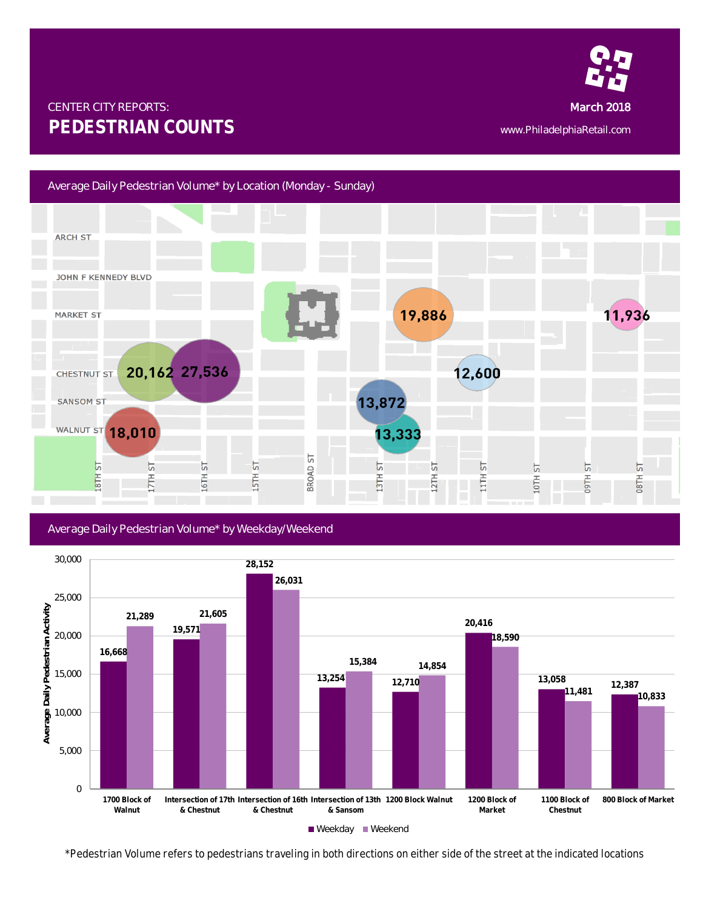CENTER CITY REPORTS:

# PEDESTRIAN COUNTS

March 2018

www.PhiladelphiaRetail.com

## Average Daily Pedestrian Volume* by Location (Monday - Sunday)

| Location | Average Daily Pedestrian Volume |
|---|---|
| 1700 Block of Walnut | 18,010 |
| Intersection of 17th & Chestnut | 20,162 |
| Intersection of 16th & Chestnut | 27,536 |
| Intersection of 13th & Sansom | 13,872 |
| 1200 Block Walnut | 13,333 |
| 1200 Block of Market | 19,886 |
| 1100 Block of Chestnut | 12,600 |
| 800 Block of Market | 11,936 |

## Average Daily Pedestrian Volume* by Weekday/Weekend

| Location | Weekday | Weekend |
|---|---|---|
| 1700 Block of Walnut | 16,668 | 21,289 |
| Intersection of 17th & Chestnut | 19,571 | 21,605 |
| Intersection of 16th & Chestnut | 28,152 | 26,031 |
| Intersection of 13th & Sansom | 13,254 | 15,384 |
| 1200 Block Walnut | 12,710 | 14,854 |
| 1200 Block of Market | 20,416 | 18,590 |
| 1100 Block of Chestnut | 13,058 | 11,481 |
| 800 Block of Market | 12,387 | 10,833 |

*Pedestrian Volume refers to pedestrians traveling in both directions on either side of the street at the indicated locations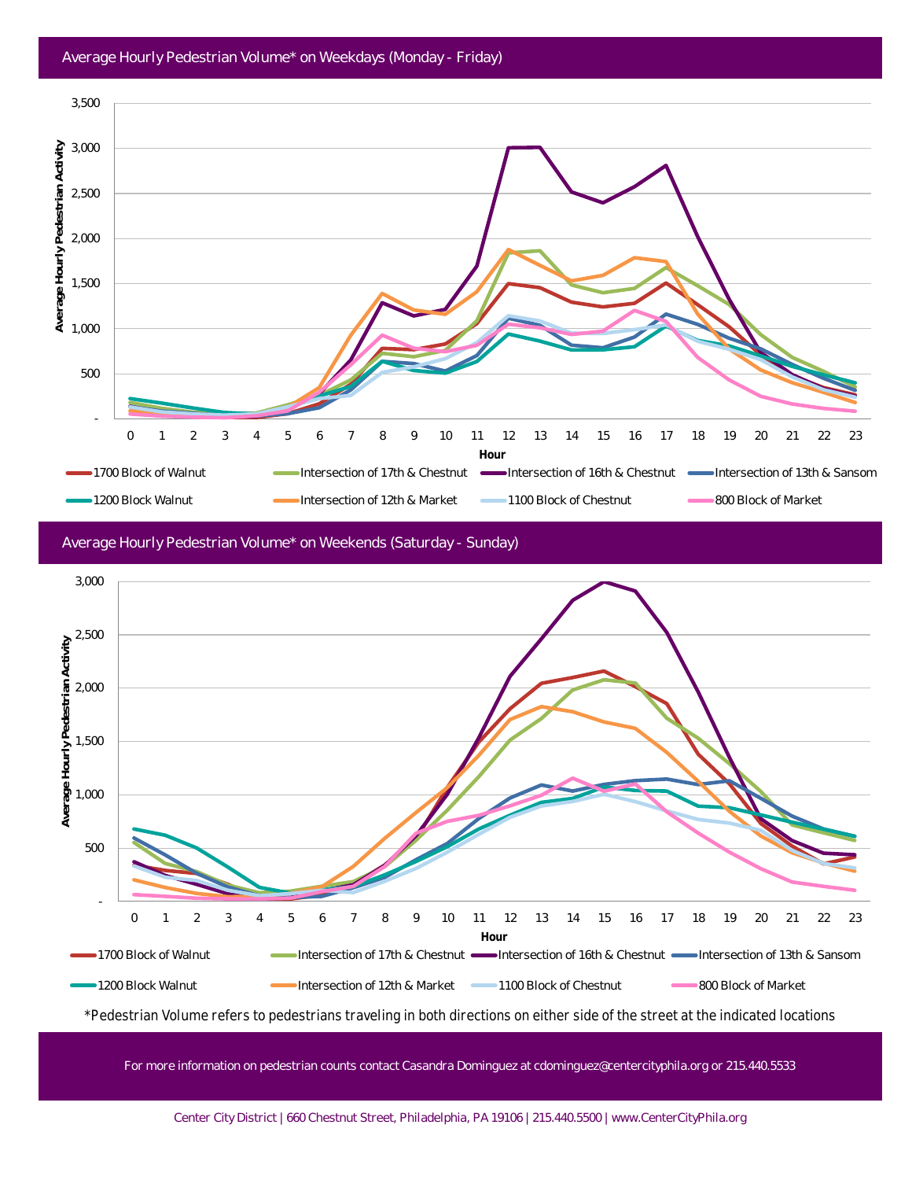## Average Hourly Pedestrian Volume* on Weekdays (Monday - Friday)

Average Hourly Pedestrian Activity

3,500
3,000
2,500
2,000
1,500
1,000
500
-

0 1 2 3 4 5 6 7 8 9 10 11 12 13 14 15 16 17 18 19 20 21 22 23

Hour

1700 Block of Walnut
Intersection of 17th & Chestnut
Intersection of 16th & Chestnut
Intersection of 13th & Sansom
1200 Block Walnut
Intersection of 12th & Market
1100 Block of Chestnut
800 Block of Market

## Average Hourly Pedestrian Volume* on Weekends (Saturday - Sunday)

Average Hourly Pedestrian Activity

3,000
2,500
2,000
1,500
1,000
500
-

0 1 2 3 4 5 6 7 8 9 10 11 12 13 14 15 16 17 18 19 20 21 22 23

Hour

1700 Block of Walnut
Intersection of 17th & Chestnut
Intersection of 16th & Chestnut
Intersection of 13th & Sansom
1200 Block Walnut
Intersection of 12th & Market
1100 Block of Chestnut
800 Block of Market

*Pedestrian Volume refers to pedestrians traveling in both directions on either side of the street at the indicated locations

For more information on pedestrian counts contact Casandra Dominguez at cdominguez@centercityphila.org or 215.440.5533

Center City District | 660 Chestnut Street, Philadelphia, PA 19106 | 215.440.5500 | www.CenterCityPhila.org